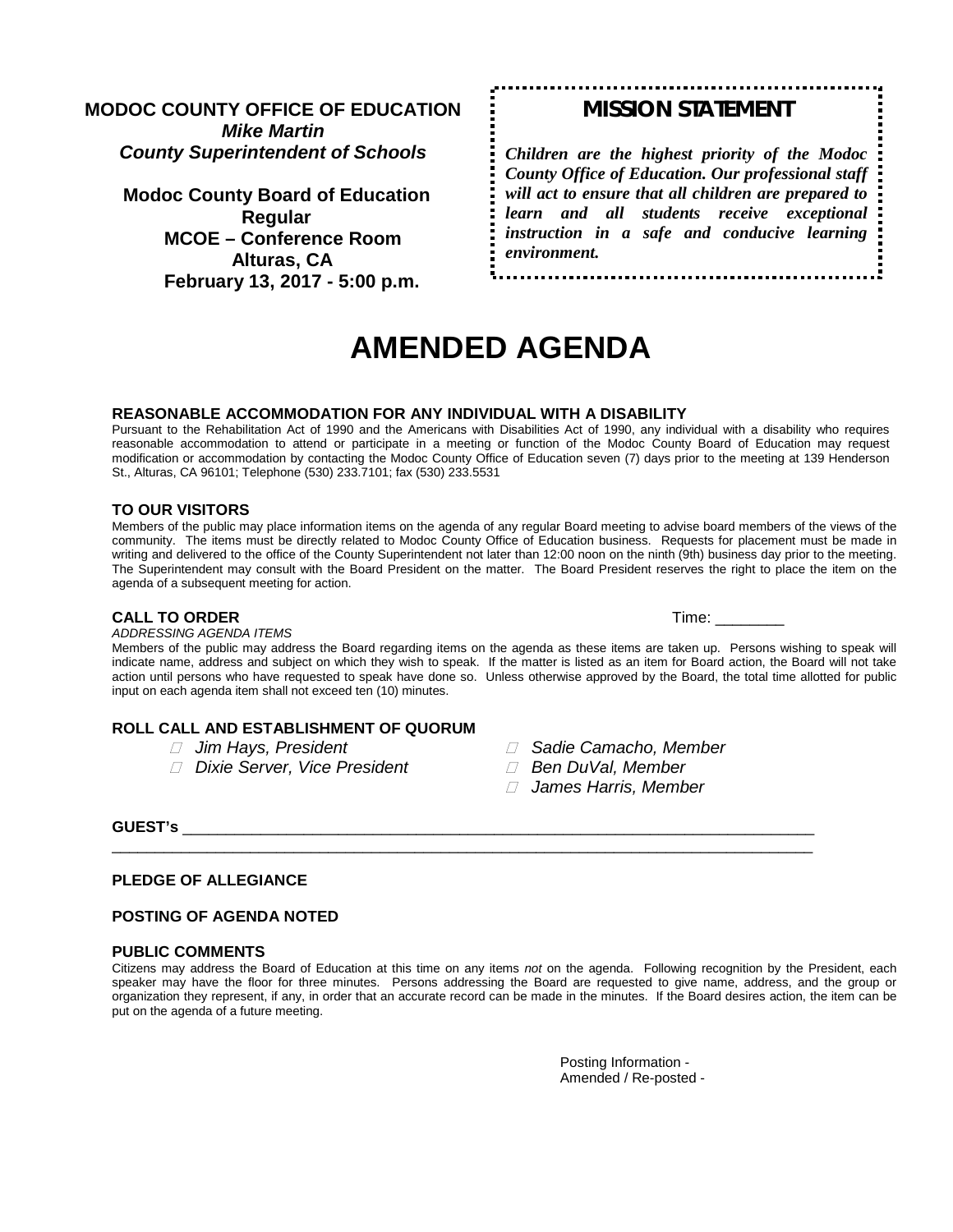**MODOC COUNTY OFFICE OF EDUCATION**
***Mike Martin***
***County Superintendent of Schools***

**Modoc County Board of Education**
**Regular**
**MCOE – Conference Room**
**Alturas, CA**
**February 13, 2017 - 5:00 p.m.**

## MISSION STATEMENT

***Children are the highest priority of the Modoc County Office of Education. Our professional staff will act to ensure that all children are prepared to learn and all students receive exceptional instruction in a safe and conducive learning environment.***

# AMENDED AGENDA

### REASONABLE ACCOMMODATION FOR ANY INDIVIDUAL WITH A DISABILITY

Pursuant to the Rehabilitation Act of 1990 and the Americans with Disabilities Act of 1990, any individual with a disability who requires reasonable accommodation to attend or participate in a meeting or function of the Modoc County Board of Education may request modification or accommodation by contacting the Modoc County Office of Education seven (7) days prior to the meeting at 139 Henderson St., Alturas, CA 96101; Telephone (530) 233.7101; fax (530) 233.5531

### TO OUR VISITORS

Members of the public may place information items on the agenda of any regular Board meeting to advise board members of the views of the community. The items must be directly related to Modoc County Office of Education business. Requests for placement must be made in writing and delivered to the office of the County Superintendent not later than 12:00 noon on the ninth (9th) business day prior to the meeting. The Superintendent may consult with the Board President on the matter. The Board President reserves the right to place the item on the agenda of a subsequent meeting for action.

### CALL TO ORDER

Time: ________

*ADDRESSING AGENDA ITEMS*

Members of the public may address the Board regarding items on the agenda as these items are taken up. Persons wishing to speak will indicate name, address and subject on which they wish to speak. If the matter is listed as an item for Board action, the Board will not take action until persons who have requested to speak have done so. Unless otherwise approved by the Board, the total time allotted for public input on each agenda item shall not exceed ten (10) minutes.

### ROLL CALL AND ESTABLISHMENT OF QUORUM

- *Jim Hays, President*
- *Dixie Server, Vice President*
- *Sadie Camacho, Member*
- *Ben DuVal, Member*
- *James Harris, Member*

**GUEST's** ______________________________________________________________________________

______________________________________________________________________________________

### PLEDGE OF ALLEGIANCE

### POSTING OF AGENDA NOTED

### PUBLIC COMMENTS

Citizens may address the Board of Education at this time on any items *not* on the agenda. Following recognition by the President, each speaker may have the floor for three minutes. Persons addressing the Board are requested to give name, address, and the group or organization they represent, if any, in order that an accurate record can be made in the minutes. If the Board desires action, the item can be put on the agenda of a future meeting.

Posting Information -
Amended / Re-posted -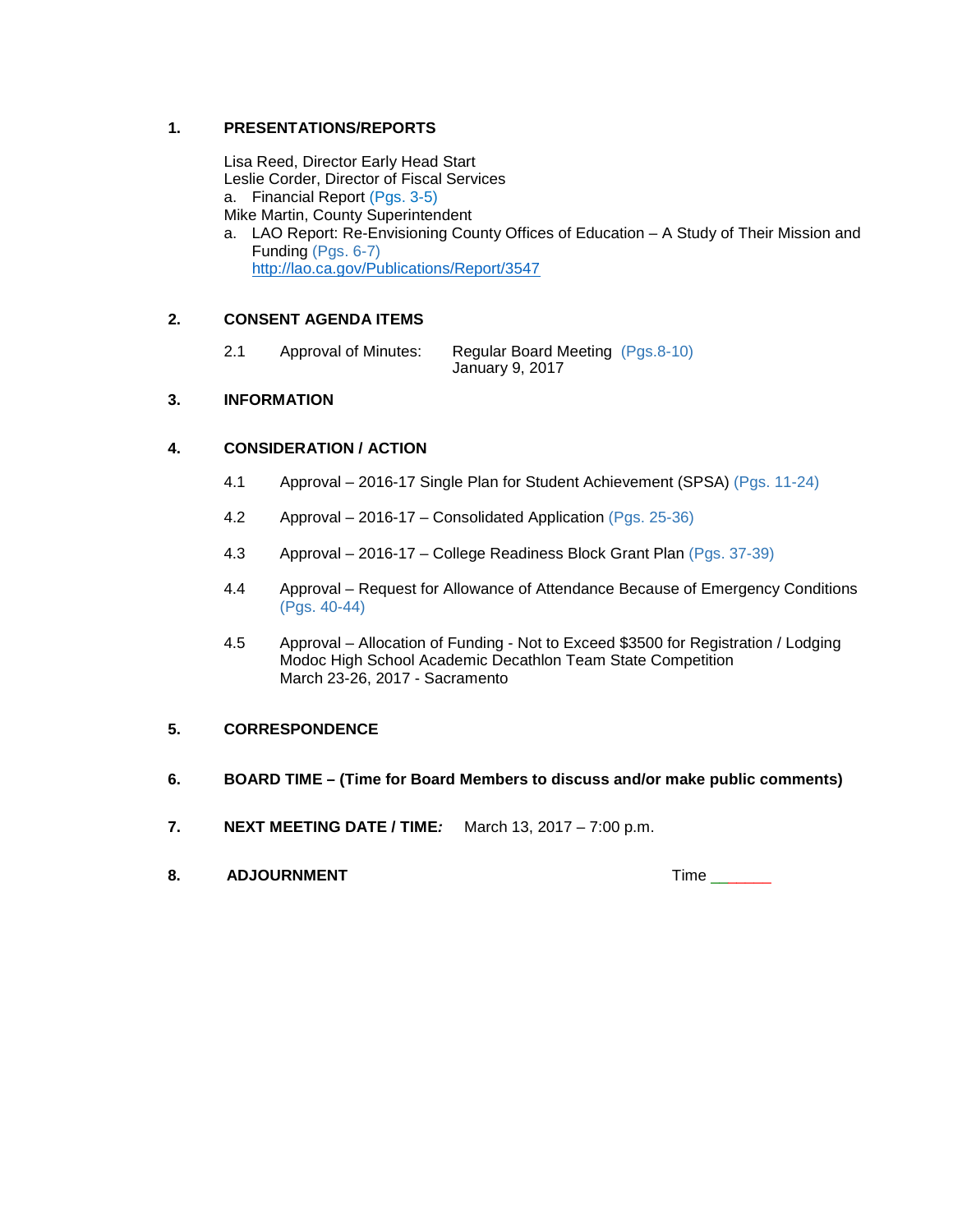**1. PRESENTATIONS/REPORTS**

Lisa Reed, Director Early Head Start
Leslie Corder, Director of Fiscal Services
a. Financial Report (Pgs. 3-5)
Mike Martin, County Superintendent
a. LAO Report: Re-Envisioning County Offices of Education – A Study of Their Mission and Funding (Pgs. 6-7)
http://lao.ca.gov/Publications/Report/3547

**2. CONSENT AGENDA ITEMS**

2.1 Approval of Minutes: Regular Board Meeting (Pgs.8-10)
January 9, 2017

**3. INFORMATION**

**4. CONSIDERATION / ACTION**

4.1 Approval – 2016-17 Single Plan for Student Achievement (SPSA) (Pgs. 11-24)

4.2 Approval – 2016-17 – Consolidated Application (Pgs. 25-36)

4.3 Approval – 2016-17 – College Readiness Block Grant Plan (Pgs. 37-39)

4.4 Approval – Request for Allowance of Attendance Because of Emergency Conditions (Pgs. 40-44)

4.5 Approval – Allocation of Funding - Not to Exceed $3500 for Registration / Lodging
Modoc High School Academic Decathlon Team State Competition
March 23-26, 2017 - Sacramento

**5. CORRESPONDENCE**

**6. BOARD TIME – (Time for Board Members to discuss and/or make public comments)**

**7. NEXT MEETING DATE / TIME:** March 13, 2017 – 7:00 p.m.

**8. ADJOURNMENT** Time _______